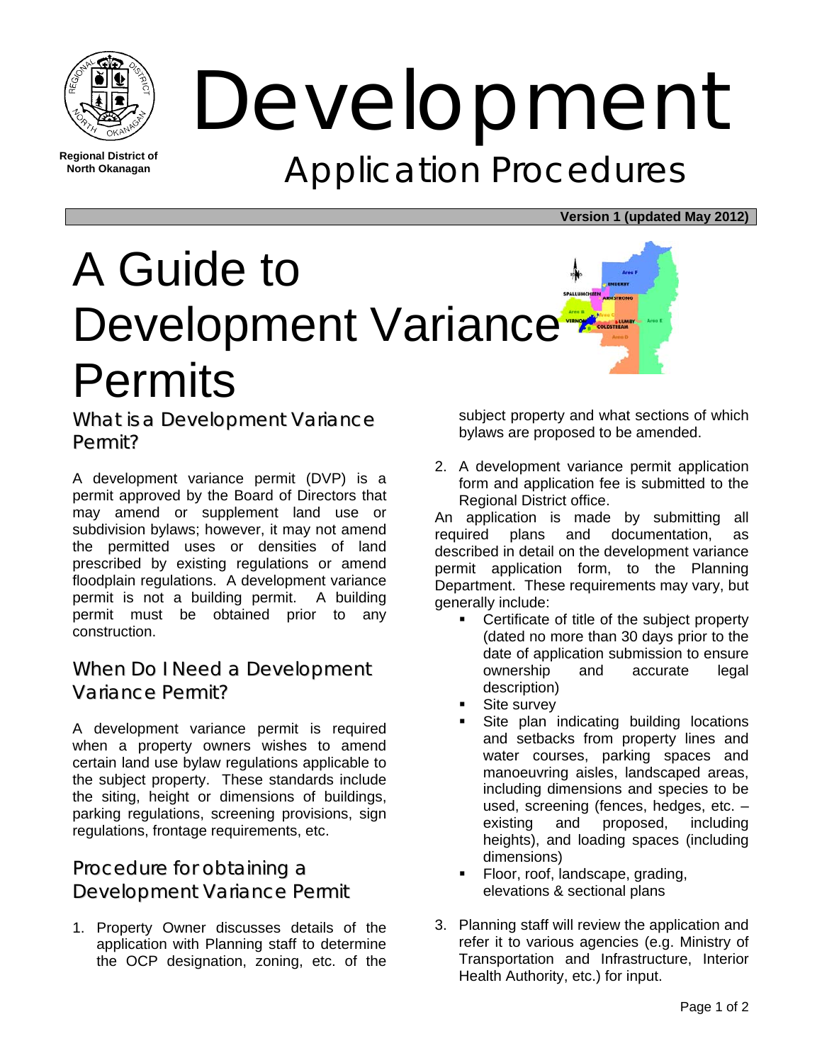Regional District of North Okanagan

# Development

## Application Procedures

**Version 1 (updated May 2012)**

# A Guide to Development Variance Permits

## What is a Development Variance Permit?

A development variance permit (DVP) is a permit approved by the Board of Directors that may amend or supplement land use or subdivision bylaws; however, it may not amend the permitted uses or densities of land prescribed by existing regulations or amend floodplain regulations. A development variance permit is not a building permit. A building permit must be obtained prior to any construction.

## When Do I Need a Development Variance Permit?

A development variance permit is required when a property owners wishes to amend certain land use bylaw regulations applicable to the subject property. These standards include the siting, height or dimensions of buildings, parking regulations, screening provisions, sign regulations, frontage requirements, etc.

## Procedure for obtaining a Development Variance Permit

1. Property Owner discusses details of the application with Planning staff to determine the OCP designation, zoning, etc. of the subject property and what sections of which bylaws are proposed to be amended.
2. A development variance permit application form and application fee is submitted to the Regional District office.

An application is made by submitting all required plans and documentation, as described in detail on the development variance permit application form, to the Planning Department. These requirements may vary, but generally include:

- Certificate of title of the subject property (dated no more than 30 days prior to the date of application submission to ensure ownership and accurate legal description)
- Site survey
- Site plan indicating building locations and setbacks from property lines and water courses, parking spaces and manoeuvring aisles, landscaped areas, including dimensions and species to be used, screening (fences, hedges, etc. – existing and proposed, including heights), and loading spaces (including dimensions)
- Floor, roof, landscape, grading, elevations & sectional plans

3. Planning staff will review the application and refer it to various agencies (e.g. Ministry of Transportation and Infrastructure, Interior Health Authority, etc.) for input.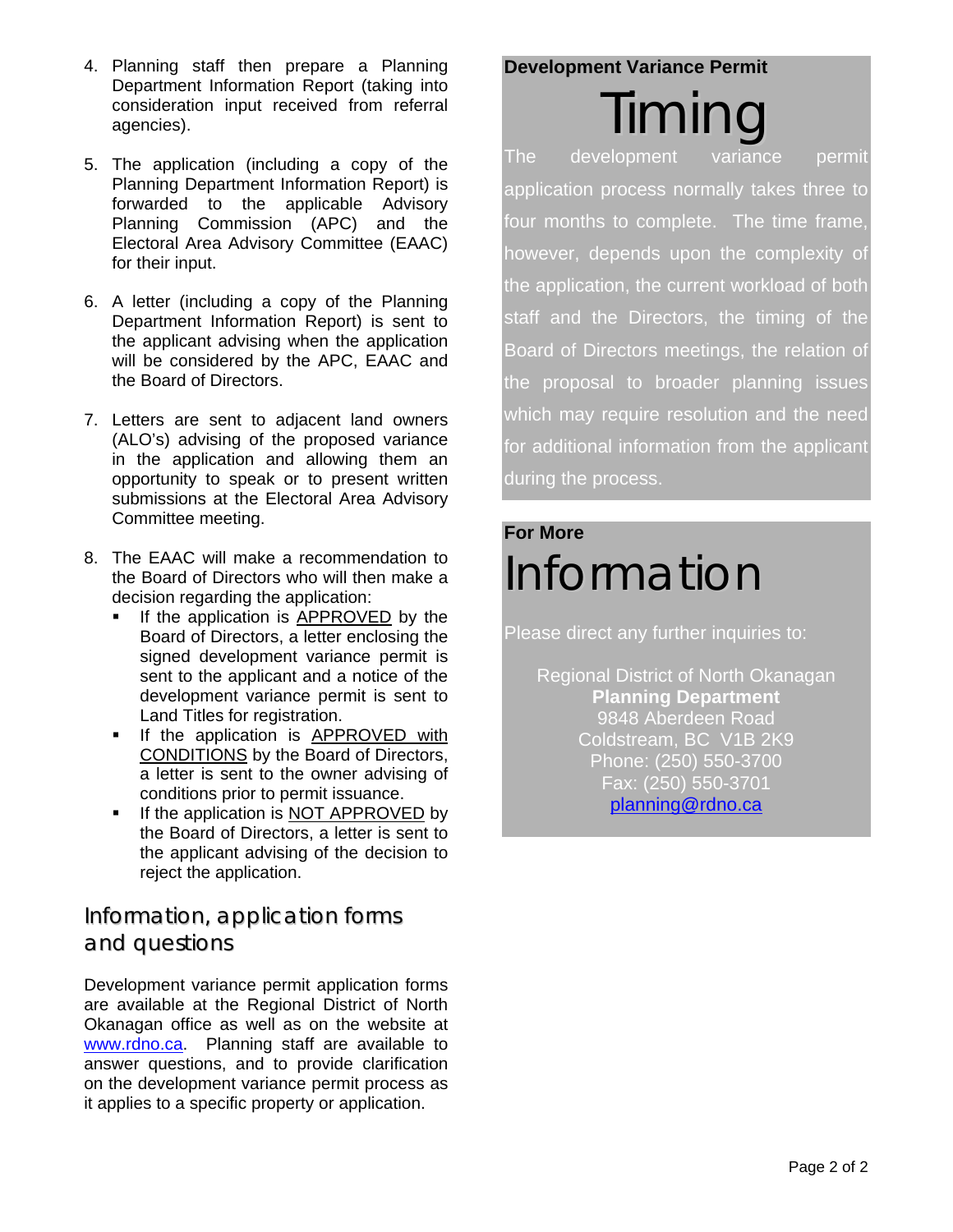4. Planning staff then prepare a Planning Department Information Report (taking into consideration input received from referral agencies).

5. The application (including a copy of the Planning Department Information Report) is forwarded to the applicable Advisory Planning Commission (APC) and the Electoral Area Advisory Committee (EAAC) for their input.

6. A letter (including a copy of the Planning Department Information Report) is sent to the applicant advising when the application will be considered by the APC, EAAC and the Board of Directors.

7. Letters are sent to adjacent land owners (ALO's) advising of the proposed variance in the application and allowing them an opportunity to speak or to present written submissions at the Electoral Area Advisory Committee meeting.

8. The EAAC will make a recommendation to the Board of Directors who will then make a decision regarding the application:
   - If the application is <u>APPROVED</u> by the Board of Directors, a letter enclosing the signed development variance permit is sent to the applicant and a notice of the development variance permit is sent to Land Titles for registration.
   - If the application is <u>APPROVED with CONDITIONS</u> by the Board of Directors, a letter is sent to the owner advising of conditions prior to permit issuance.
   - If the application is <u>NOT APPROVED</u> by the Board of Directors, a letter is sent to the applicant advising of the decision to reject the application.

## Information, application forms and questions

Development variance permit application forms are available at the Regional District of North Okanagan office as well as on the website at www.rdno.ca. Planning staff are available to answer questions, and to provide clarification on the development variance permit process as it applies to a specific property or application.

**Development Variance Permit**

# Timing

The development variance permit application process normally takes three to four months to complete. The time frame, however, depends upon the complexity of the application, the current workload of both staff and the Directors, the timing of the Board of Directors meetings, the relation of the proposal to broader planning issues which may require resolution and the need for additional information from the applicant during the process.

**For More**

# Information

Please direct any further inquiries to:

Regional District of North Okanagan
**Planning Department**
9848 Aberdeen Road
Coldstream, BC V1B 2K9
Phone: (250) 550-3700
Fax: (250) 550-3701
planning@rdno.ca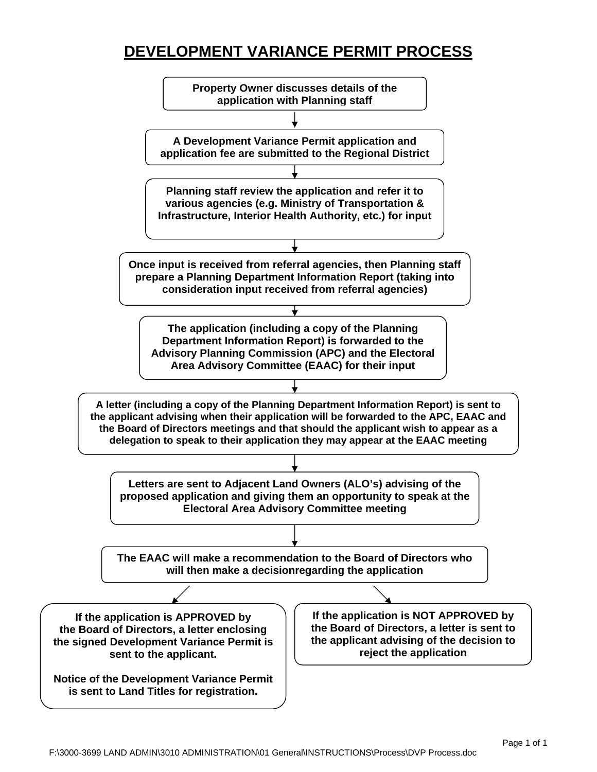# DEVELOPMENT VARIANCE PERMIT PROCESS

**Property Owner discusses details of the application with Planning staff**

↓

**A Development Variance Permit application and application fee are submitted to the Regional District**

↓

**Planning staff review the application and refer it to various agencies (e.g. Ministry of Transportation & Infrastructure, Interior Health Authority, etc.) for input**

↓

**Once input is received from referral agencies, then Planning staff prepare a Planning Department Information Report (taking into consideration input received from referral agencies)**

↓

**The application (including a copy of the Planning Department Information Report) is forwarded to the Advisory Planning Commission (APC) and the Electoral Area Advisory Committee (EAAC) for their input**

↓

**A letter (including a copy of the Planning Department Information Report) is sent to the applicant advising when their application will be forwarded to the APC, EAAC and the Board of Directors meetings and that should the applicant wish to appear as a delegation to speak to their application they may appear at the EAAC meeting**

↓

**Letters are sent to Adjacent Land Owners (ALO's) advising of the proposed application and giving them an opportunity to speak at the Electoral Area Advisory Committee meeting**

↓

**The EAAC will make a recommendation to the Board of Directors who will then make a decisionregarding the application**

↓

**If the application is APPROVED by the Board of Directors, a letter enclosing the signed Development Variance Permit is sent to the applicant.**

**Notice of the Development Variance Permit is sent to Land Titles for registration.**

**If the application is NOT APPROVED by the Board of Directors, a letter is sent to the applicant advising of the decision to reject the application**

F:\3000-3699 LAND ADMIN\3010 ADMINISTRATION\01 General\INSTRUCTIONS\Process\DVP Process.doc